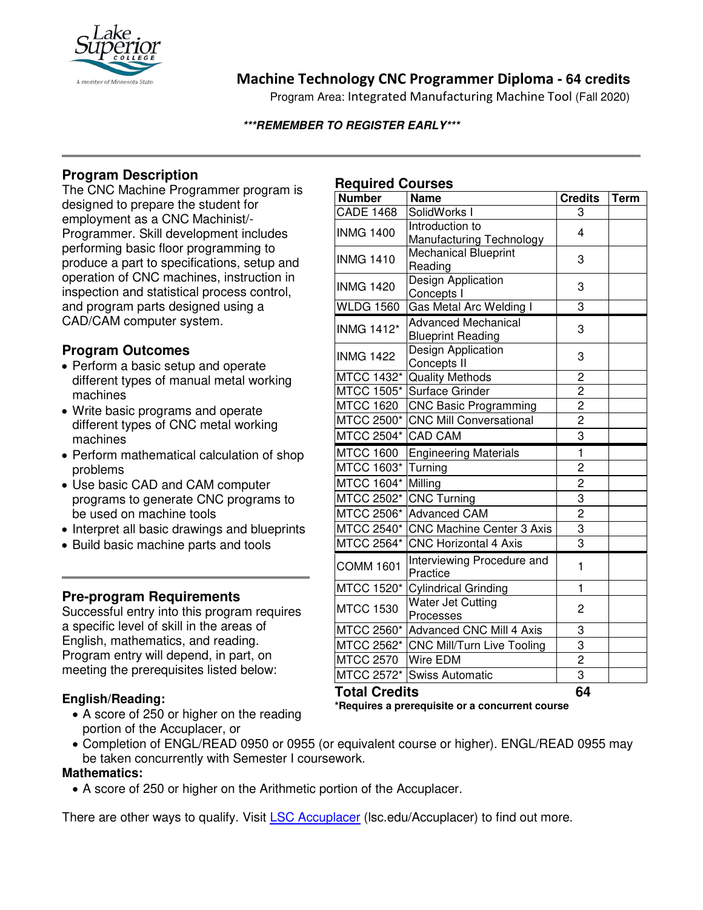# Machine Technology CNC Programmer Diploma - 64 credits

Program Area: Integrated Manufacturing Machine Tool (Fall 2020)

***REMEMBER TO REGISTER EARLY***

## Program Description

The CNC Machine Programmer program is designed to prepare the student for employment as a CNC Machinist/-Programmer. Skill development includes performing basic floor programming to produce a part to specifications, setup and operation of CNC machines, instruction in inspection and statistical process control, and program parts designed using a CAD/CAM computer system.

## Program Outcomes

- Perform a basic setup and operate different types of manual metal working machines
- Write basic programs and operate different types of CNC metal working machines
- Perform mathematical calculation of shop problems
- Use basic CAD and CAM computer programs to generate CNC programs to be used on machine tools
- Interpret all basic drawings and blueprints
- Build basic machine parts and tools

## Required Courses

| Number | Name | Credits | Term |
|---|---|---|---|
| CADE 1468 | SolidWorks I | 3 | |
| INMG 1400 | Introduction to Manufacturing Technology | 4 | |
| INMG 1410 | Mechanical Blueprint Reading | 3 | |
| INMG 1420 | Design Application Concepts I | 3 | |
| WLDG 1560 | Gas Metal Arc Welding I | 3 | |
| INMG 1412* | Advanced Mechanical Blueprint Reading | 3 | |
| INMG 1422 | Design Application Concepts II | 3 | |
| MTCC 1432* | Quality Methods | 2 | |
| MTCC 1505* | Surface Grinder | 2 | |
| MTCC 1620 | CNC Basic Programming | 2 | |
| MTCC 2500* | CNC Mill Conversational | 2 | |
| MTCC 2504* | CAD CAM | 3 | |
| MTCC 1600 | Engineering Materials | 1 | |
| MTCC 1603* | Turning | 2 | |
| MTCC 1604* | Milling | 2 | |
| MTCC 2502* | CNC Turning | 3 | |
| MTCC 2506* | Advanced CAM | 2 | |
| MTCC 2540* | CNC Machine Center 3 Axis | 3 | |
| MTCC 2564* | CNC Horizontal 4 Axis | 3 | |
| COMM 1601 | Interviewing Procedure and Practice | 1 | |
| MTCC 1520* | Cylindrical Grinding | 1 | |
| MTCC 1530 | Water Jet Cutting Processes | 2 | |
| MTCC 2560* | Advanced CNC Mill 4 Axis | 3 | |
| MTCC 2562* | CNC Mill/Turn Live Tooling | 3 | |
| MTCC 2570 | Wire EDM | 2 | |
| MTCC 2572* | Swiss Automatic | 3 | |
| **Total Credits** | | **64** | |

***Requires a prerequisite or a concurrent course**

## Pre-program Requirements

Successful entry into this program requires a specific level of skill in the areas of English, mathematics, and reading. Program entry will depend, in part, on meeting the prerequisites listed below:

### English/Reading:

- A score of 250 or higher on the reading portion of the Accuplacer, or
- Completion of ENGL/READ 0950 or 0955 (or equivalent course or higher). ENGL/READ 0955 may be taken concurrently with Semester I coursework.

### Mathematics:

- A score of 250 or higher on the Arithmetic portion of the Accuplacer.

There are other ways to qualify. Visit LSC Accuplacer (lsc.edu/Accuplacer) to find out more.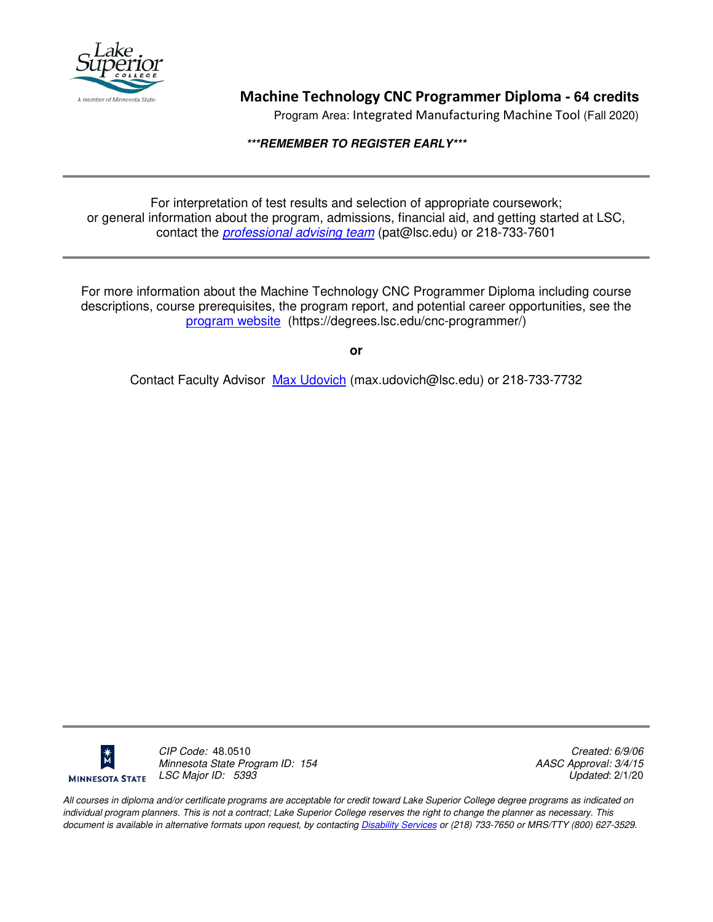# Machine Technology CNC Programmer Diploma - 64 credits

Program Area: Integrated Manufacturing Machine Tool (Fall 2020)

***REMEMBER TO REGISTER EARLY***

---

For interpretation of test results and selection of appropriate coursework; or general information about the program, admissions, financial aid, and getting started at LSC, contact the *professional advising team* (pat@lsc.edu) or 218-733-7601

---

For more information about the Machine Technology CNC Programmer Diploma including course descriptions, course prerequisites, the program report, and potential career opportunities, see the program website (https://degrees.lsc.edu/cnc-programmer/)

**or**

Contact Faculty Advisor Max Udovich (max.udovich@lsc.edu) or 218-733-7732

---

*CIP Code:* 48.0510
*Minnesota State Program ID: 154*
*LSC Major ID: 5393*

*Created: 6/9/06*
*AASC Approval: 3/4/15*
*Updated*: 2/1/20

*All courses in diploma and/or certificate programs are acceptable for credit toward Lake Superior College degree programs as indicated on individual program planners. This is not a contract; Lake Superior College reserves the right to change the planner as necessary. This document is available in alternative formats upon request, by contacting Disability Services or (218) 733-7650 or MRS/TTY (800) 627-3529.*